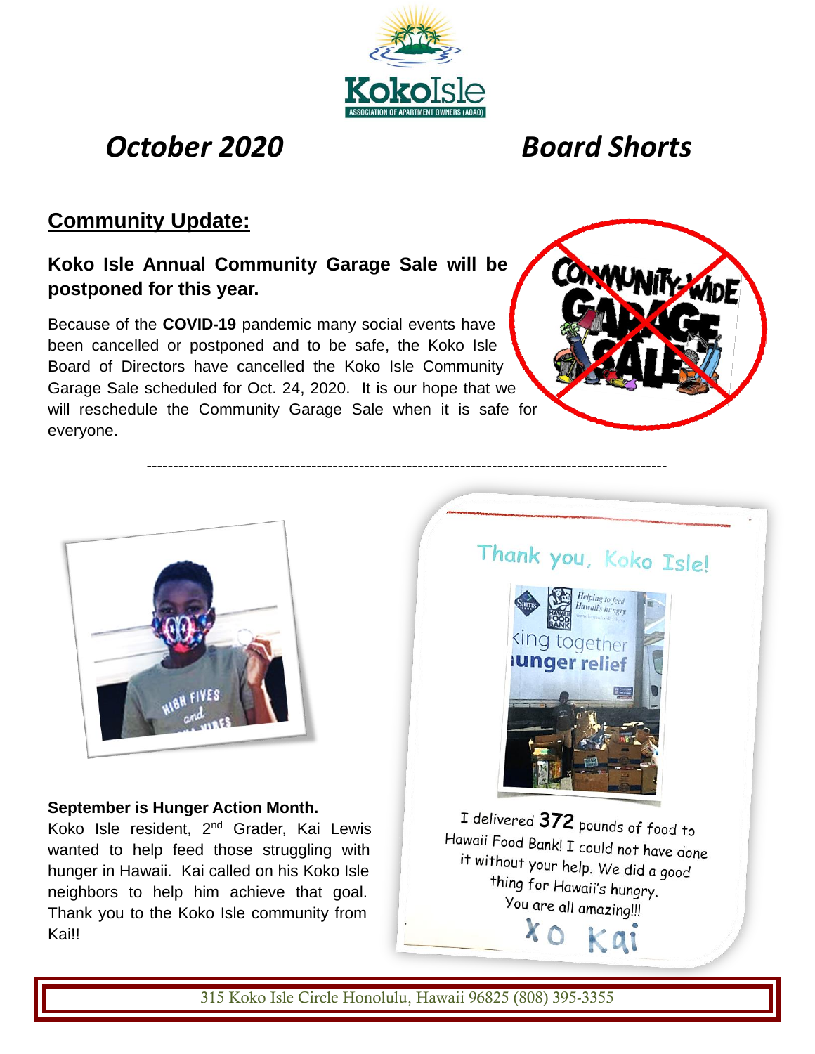# October 2020 Board Shorts

## Community Update:

### Koko Isle Annual Community Garage Sale will be postponed for this year.

Because of the **COVID-19** pandemic many social events have been cancelled or postponed and to be safe, the Koko Isle Board of Directors have cancelled the Koko Isle Community Garage Sale scheduled for Oct. 24, 2020. It is our hope that we will reschedule the Community Garage Sale when it is safe for everyone.

---

**September is Hunger Action Month.**

Koko Isle resident, 2nd Grader, Kai Lewis wanted to help feed those struggling with hunger in Hawaii. Kai called on his Koko Isle neighbors to help him achieve that goal. Thank you to the Koko Isle community from Kai!!

Thank you, Koko Isle!

I delivered **372** pounds of food to Hawaii Food Bank! I could not have done it without your help. We did a good thing for Hawaii's hungry. You are all amazing!!!

xo Kai

315 Koko Isle Circle Honolulu, Hawaii 96825 (808) 395-3355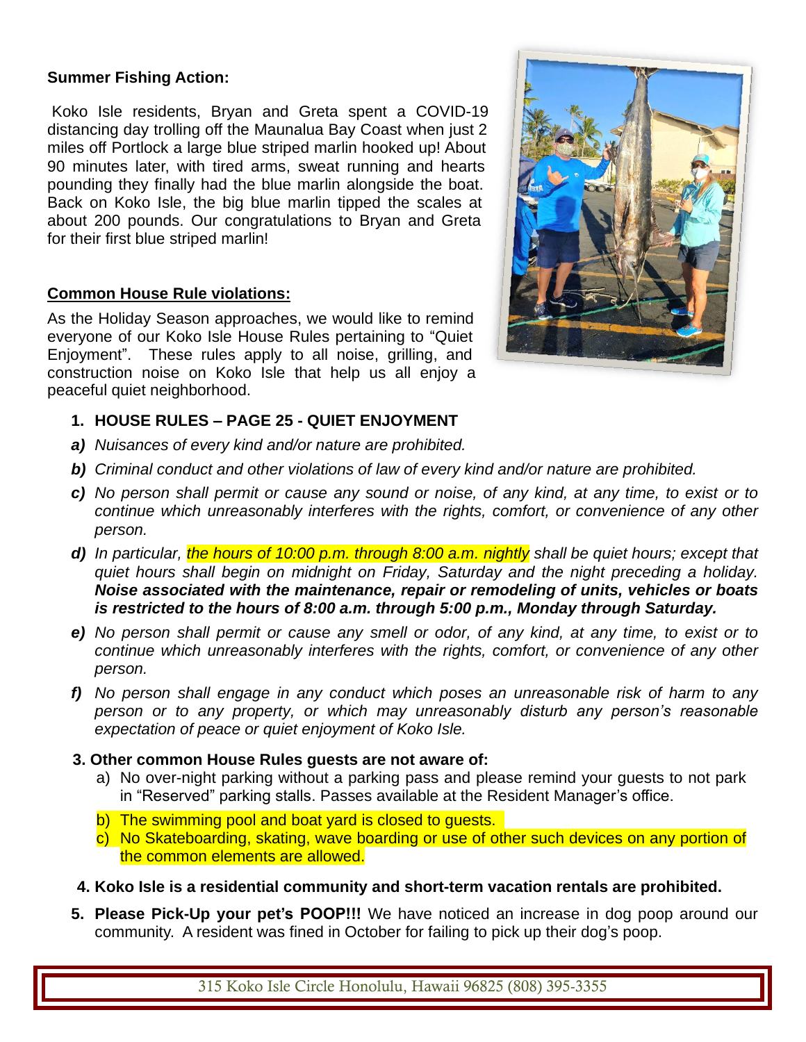**Summer Fishing Action:**

Koko Isle residents, Bryan and Greta spent a COVID-19 distancing day trolling off the Maunalua Bay Coast when just 2 miles off Portlock a large blue striped marlin hooked up! About 90 minutes later, with tired arms, sweat running and hearts pounding they finally had the blue marlin alongside the boat. Back on Koko Isle, the big blue marlin tipped the scales at about 200 pounds. Our congratulations to Bryan and Greta for their first blue striped marlin!

**Common House Rule violations:**

As the Holiday Season approaches, we would like to remind everyone of our Koko Isle House Rules pertaining to "Quiet Enjoyment". These rules apply to all noise, grilling, and construction noise on Koko Isle that help us all enjoy a peaceful quiet neighborhood.

1. **HOUSE RULES – PAGE 25 - QUIET ENJOYMENT**

***a)*** *Nuisances of every kind and/or nature are prohibited.*

***b)*** *Criminal conduct and other violations of law of every kind and/or nature are prohibited.*

***c)*** *No person shall permit or cause any sound or noise, of any kind, at any time, to exist or to continue which unreasonably interferes with the rights, comfort, or convenience of any other person.*

***d)*** *In particular, the hours of 10:00 p.m. through 8:00 a.m. nightly shall be quiet hours; except that quiet hours shall begin on midnight on Friday, Saturday and the night preceding a holiday.* ***Noise associated with the maintenance, repair or remodeling of units, vehicles or boats is restricted to the hours of 8:00 a.m. through 5:00 p.m., Monday through Saturday.***

***e)*** *No person shall permit or cause any smell or odor, of any kind, at any time, to exist or to continue which unreasonably interferes with the rights, comfort, or convenience of any other person.*

***f)*** *No person shall engage in any conduct which poses an unreasonable risk of harm to any person or to any property, or which may unreasonably disturb any person's reasonable expectation of peace or quiet enjoyment of Koko Isle.*

**3. Other common House Rules guests are not aware of:**

a) No over-night parking without a parking pass and please remind your guests to not park in "Reserved" parking stalls. Passes available at the Resident Manager's office.

b) The swimming pool and boat yard is closed to guests.

c) No Skateboarding, skating, wave boarding or use of other such devices on any portion of the common elements are allowed.

**4. Koko Isle is a residential community and short-term vacation rentals are prohibited.**

5. **Please Pick-Up your pet's POOP!!!** We have noticed an increase in dog poop around our community. A resident was fined in October for failing to pick up their dog's poop.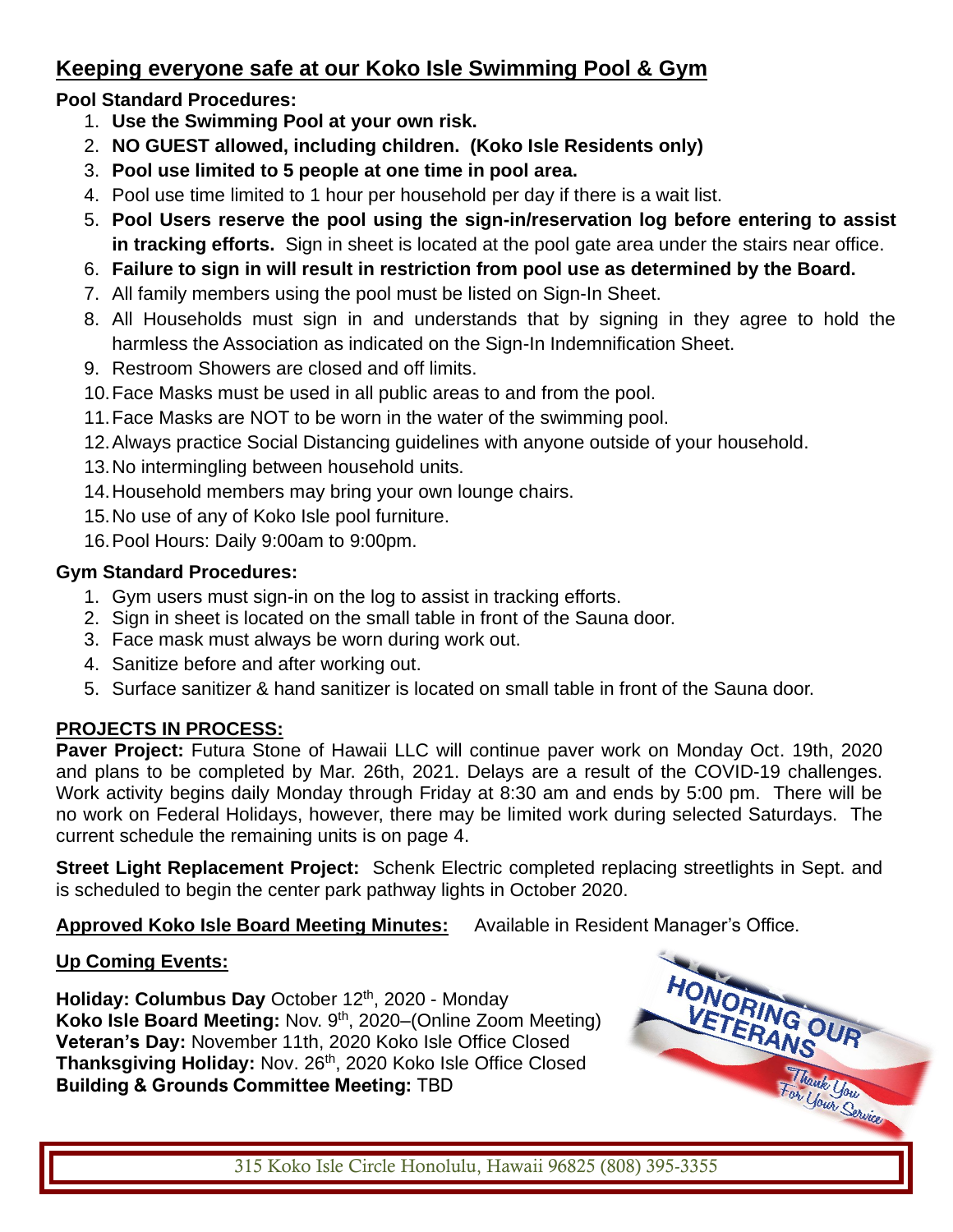## Keeping everyone safe at our Koko Isle Swimming Pool & Gym

**Pool Standard Procedures:**

1. **Use the Swimming Pool at your own risk.**
2. **NO GUEST allowed, including children. (Koko Isle Residents only)**
3. **Pool use limited to 5 people at one time in pool area.**
4. Pool use time limited to 1 hour per household per day if there is a wait list.
5. **Pool Users reserve the pool using the sign-in/reservation log before entering to assist in tracking efforts.** Sign in sheet is located at the pool gate area under the stairs near office.
6. **Failure to sign in will result in restriction from pool use as determined by the Board.**
7. All family members using the pool must be listed on Sign-In Sheet.
8. All Households must sign in and understands that by signing in they agree to hold the harmless the Association as indicated on the Sign-In Indemnification Sheet.
9. Restroom Showers are closed and off limits.
10. Face Masks must be used in all public areas to and from the pool.
11. Face Masks are NOT to be worn in the water of the swimming pool.
12. Always practice Social Distancing guidelines with anyone outside of your household.
13. No intermingling between household units.
14. Household members may bring your own lounge chairs.
15. No use of any of Koko Isle pool furniture.
16. Pool Hours: Daily 9:00am to 9:00pm.

**Gym Standard Procedures:**

1. Gym users must sign-in on the log to assist in tracking efforts.
2. Sign in sheet is located on the small table in front of the Sauna door.
3. Face mask must always be worn during work out.
4. Sanitize before and after working out.
5. Surface sanitizer & hand sanitizer is located on small table in front of the Sauna door.

**PROJECTS IN PROCESS:**

**Paver Project:** Futura Stone of Hawaii LLC will continue paver work on Monday Oct. 19th, 2020 and plans to be completed by Mar. 26th, 2021. Delays are a result of the COVID-19 challenges. Work activity begins daily Monday through Friday at 8:30 am and ends by 5:00 pm. There will be no work on Federal Holidays, however, there may be limited work during selected Saturdays. The current schedule the remaining units is on page 4.

**Street Light Replacement Project:** Schenk Electric completed replacing streetlights in Sept. and is scheduled to begin the center park pathway lights in October 2020.

**Approved Koko Isle Board Meeting Minutes:** Available in Resident Manager's Office.

**Up Coming Events:**

**Holiday: Columbus Day** October 12th, 2020 - Monday
**Koko Isle Board Meeting:** Nov. 9th, 2020–(Online Zoom Meeting)
**Veteran's Day:** November 11th, 2020 Koko Isle Office Closed
**Thanksgiving Holiday:** Nov. 26th, 2020 Koko Isle Office Closed
**Building & Grounds Committee Meeting:** TBD

HONORING OUR VETERANS
Thank You For Your Service

315 Koko Isle Circle Honolulu, Hawaii 96825 (808) 395-3355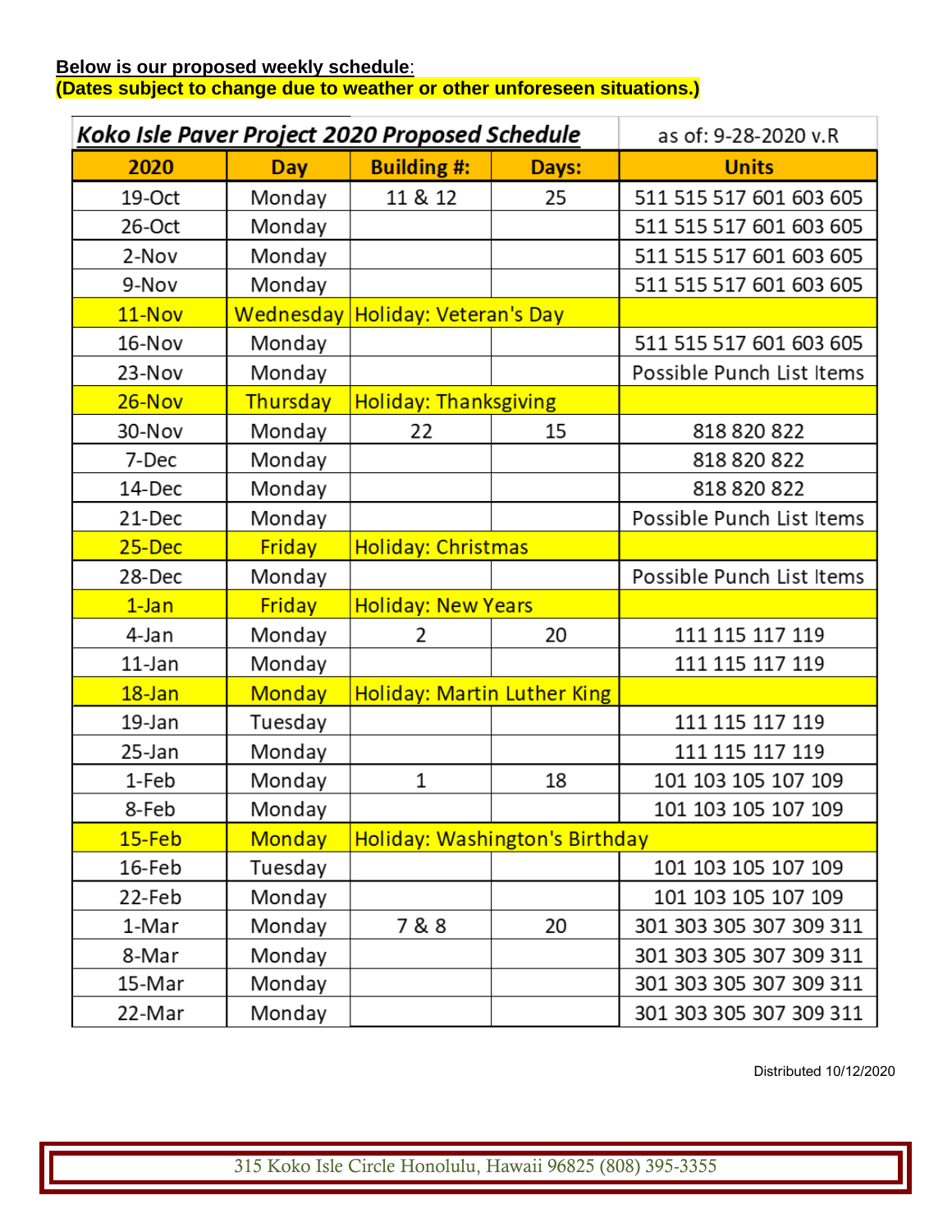**Below is our proposed weekly schedule**:
**(Dates subject to change due to weather or other unforeseen situations.)**

| ***Koko Isle Paver Project 2020 Proposed Schedule*** | | | | as of: 9-28-2020 v.R |
|---|---|---|---|---|
| **2020** | **Day** | **Building #:** | **Days:** | **Units** |
| 19-Oct | Monday | 11 & 12 | 25 | 511 515 517 601 603 605 |
| 26-Oct | Monday | | | 511 515 517 601 603 605 |
| 2-Nov | Monday | | | 511 515 517 601 603 605 |
| 9-Nov | Monday | | | 511 515 517 601 603 605 |
| 11-Nov | Wednesday | Holiday: Veteran's Day | | |
| 16-Nov | Monday | | | 511 515 517 601 603 605 |
| 23-Nov | Monday | | | Possible Punch List Items |
| 26-Nov | Thursday | Holiday: Thanksgiving | | |
| 30-Nov | Monday | 22 | 15 | 818 820 822 |
| 7-Dec | Monday | | | 818 820 822 |
| 14-Dec | Monday | | | 818 820 822 |
| 21-Dec | Monday | | | Possible Punch List Items |
| 25-Dec | Friday | Holiday: Christmas | | |
| 28-Dec | Monday | | | Possible Punch List Items |
| 1-Jan | Friday | Holiday: New Years | | |
| 4-Jan | Monday | 2 | 20 | 111 115 117 119 |
| 11-Jan | Monday | | | 111 115 117 119 |
| 18-Jan | Monday | Holiday: Martin Luther King | | |
| 19-Jan | Tuesday | | | 111 115 117 119 |
| 25-Jan | Monday | | | 111 115 117 119 |
| 1-Feb | Monday | 1 | 18 | 101 103 105 107 109 |
| 8-Feb | Monday | | | 101 103 105 107 109 |
| 15-Feb | Monday | Holiday: Washington's Birthday | | |
| 16-Feb | Tuesday | | | 101 103 105 107 109 |
| 22-Feb | Monday | | | 101 103 105 107 109 |
| 1-Mar | Monday | 7 & 8 | 20 | 301 303 305 307 309 311 |
| 8-Mar | Monday | | | 301 303 305 307 309 311 |
| 15-Mar | Monday | | | 301 303 305 307 309 311 |
| 22-Mar | Monday | | | 301 303 305 307 309 311 |

Distributed 10/12/2020

315 Koko Isle Circle Honolulu, Hawaii 96825 (808) 395-3355